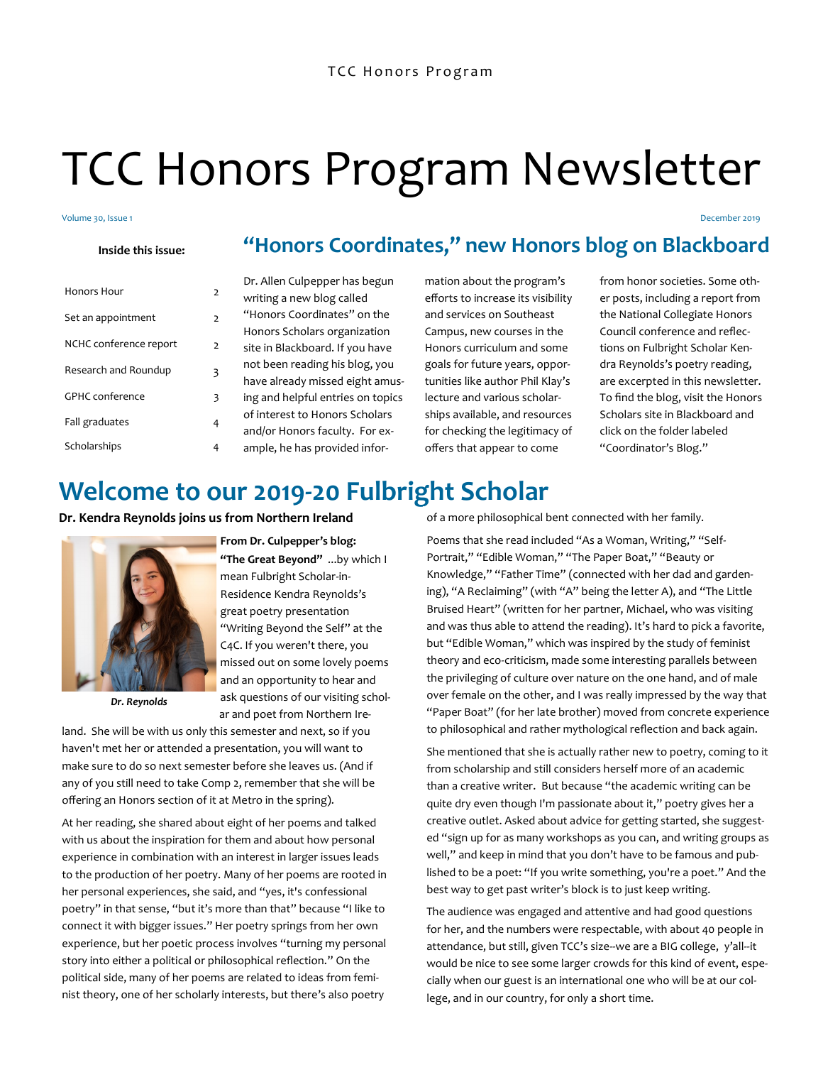# TCC Honors Program Newsletter

Volume 30, Issue 1

December 2019

**Inside this issue:**

| | |
|---|---|
| Honors Hour | 2 |
| Set an appointment | 2 |
| NCHC conference report | 2 |
| Research and Roundup | 3 |
| GPHC conference | 3 |
| Fall graduates | 4 |
| Scholarships | 4 |

## "Honors Coordinates," new Honors blog on Blackboard

Dr. Allen Culpepper has begun writing a new blog called "Honors Coordinates" on the Honors Scholars organization site in Blackboard. If you have not been reading his blog, you have already missed eight amusing and helpful entries on topics of interest to Honors Scholars and/or Honors faculty. For example, he has provided information about the program's efforts to increase its visibility and services on Southeast Campus, new courses in the Honors curriculum and some goals for future years, opportunities like author Phil Klay's lecture and various scholarships available, and resources for checking the legitimacy of offers that appear to come from honor societies. Some other posts, including a report from the National Collegiate Honors Council conference and reflections on Fulbright Scholar Kendra Reynolds's poetry reading, are excerpted in this newsletter. To find the blog, visit the Honors Scholars site in Blackboard and click on the folder labeled "Coordinator's Blog."

## Welcome to our 2019-20 Fulbright Scholar

**Dr. Kendra Reynolds joins us from Northern Ireland**

*Dr. Reynolds*

**From Dr. Culpepper's blog: "The Great Beyond"** ...by which I mean Fulbright Scholar-in-Residence Kendra Reynolds's great poetry presentation "Writing Beyond the Self" at the C4C. If you weren't there, you missed out on some lovely poems and an opportunity to hear and ask questions of our visiting scholar and poet from Northern Ireland. She will be with us only this semester and next, so if you haven't met her or attended a presentation, you will want to make sure to do so next semester before she leaves us. (And if any of you still need to take Comp 2, remember that she will be offering an Honors section of it at Metro in the spring).

At her reading, she shared about eight of her poems and talked with us about the inspiration for them and about how personal experience in combination with an interest in larger issues leads to the production of her poetry. Many of her poems are rooted in her personal experiences, she said, and "yes, it's confessional poetry" in that sense, "but it's more than that" because "I like to connect it with bigger issues." Her poetry springs from her own experience, but her poetic process involves "turning my personal story into either a political or philosophical reflection." On the political side, many of her poems are related to ideas from feminist theory, one of her scholarly interests, but there's also poetry of a more philosophical bent connected with her family.

Poems that she read included "As a Woman, Writing," "Self-Portrait," "Edible Woman," "The Paper Boat," "Beauty or Knowledge," "Father Time" (connected with her dad and gardening), "A Reclaiming" (with "A" being the letter A), and "The Little Bruised Heart" (written for her partner, Michael, who was visiting and was thus able to attend the reading). It's hard to pick a favorite, but "Edible Woman," which was inspired by the study of feminist theory and eco-criticism, made some interesting parallels between the privileging of culture over nature on the one hand, and of male over female on the other, and I was really impressed by the way that "Paper Boat" (for her late brother) moved from concrete experience to philosophical and rather mythological reflection and back again.

She mentioned that she is actually rather new to poetry, coming to it from scholarship and still considers herself more of an academic than a creative writer. But because "the academic writing can be quite dry even though I'm passionate about it," poetry gives her a creative outlet. Asked about advice for getting started, she suggested "sign up for as many workshops as you can, and writing groups as well," and keep in mind that you don't have to be famous and published to be a poet: "If you write something, you're a poet." And the best way to get past writer's block is to just keep writing.

The audience was engaged and attentive and had good questions for her, and the numbers were respectable, with about 40 people in attendance, but still, given TCC's size--we are a BIG college, y'all--it would be nice to see some larger crowds for this kind of event, especially when our guest is an international one who will be at our college, and in our country, for only a short time.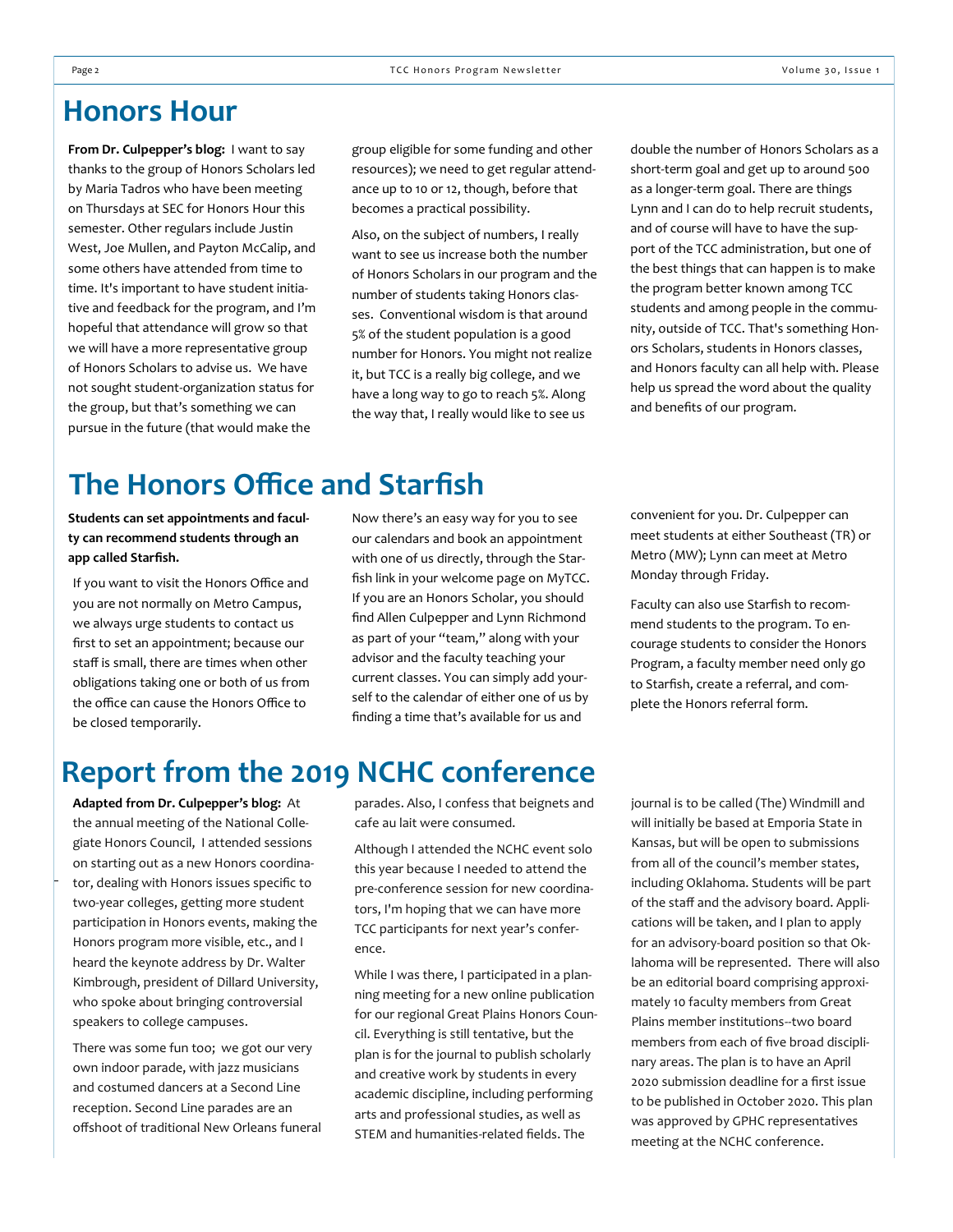# Honors Hour

**From Dr. Culpepper's blog:** I want to say thanks to the group of Honors Scholars led by Maria Tadros who have been meeting on Thursdays at SEC for Honors Hour this semester. Other regulars include Justin West, Joe Mullen, and Payton McCalip, and some others have attended from time to time. It's important to have student initiative and feedback for the program, and I'm hopeful that attendance will grow so that we will have a more representative group of Honors Scholars to advise us. We have not sought student-organization status for the group, but that's something we can pursue in the future (that would make the group eligible for some funding and other resources); we need to get regular attendance up to 10 or 12, though, before that becomes a practical possibility.

Also, on the subject of numbers, I really want to see us increase both the number of Honors Scholars in our program and the number of students taking Honors classes. Conventional wisdom is that around 5% of the student population is a good number for Honors. You might not realize it, but TCC is a really big college, and we have a long way to go to reach 5%. Along the way that, I really would like to see us double the number of Honors Scholars as a short-term goal and get up to around 500 as a longer-term goal. There are things Lynn and I can do to help recruit students, and of course will have to have the support of the TCC administration, but one of the best things that can happen is to make the program better known among TCC students and among people in the community, outside of TCC. That's something Honors Scholars, students in Honors classes, and Honors faculty can all help with. Please help us spread the word about the quality and benefits of our program.

# The Honors Office and Starfish

**Students can set appointments and faculty can recommend students through an app called Starfish.**

If you want to visit the Honors Office and you are not normally on Metro Campus, we always urge students to contact us first to set an appointment; because our staff is small, there are times when other obligations taking one or both of us from the office can cause the Honors Office to be closed temporarily.

Now there's an easy way for you to see our calendars and book an appointment with one of us directly, through the Starfish link in your welcome page on MyTCC. If you are an Honors Scholar, you should find Allen Culpepper and Lynn Richmond as part of your "team," along with your advisor and the faculty teaching your current classes. You can simply add yourself to the calendar of either one of us by finding a time that's available for us and convenient for you. Dr. Culpepper can meet students at either Southeast (TR) or Metro (MW); Lynn can meet at Metro Monday through Friday.

Faculty can also use Starfish to recommend students to the program. To encourage students to consider the Honors Program, a faculty member need only go to Starfish, create a referral, and complete the Honors referral form.

# Report from the 2019 NCHC conference

**Adapted from Dr. Culpepper's blog:** At the annual meeting of the National Collegiate Honors Council, I attended sessions on starting out as a new Honors coordinator, dealing with Honors issues specific to two-year colleges, getting more student participation in Honors events, making the Honors program more visible, etc., and I heard the keynote address by Dr. Walter Kimbrough, president of Dillard University, who spoke about bringing controversial speakers to college campuses.

There was some fun too; we got our very own indoor parade, with jazz musicians and costumed dancers at a Second Line reception. Second Line parades are an offshoot of traditional New Orleans funeral parades. Also, I confess that beignets and cafe au lait were consumed.

Although I attended the NCHC event solo this year because I needed to attend the pre-conference session for new coordinators, I'm hoping that we can have more TCC participants for next year's conference.

While I was there, I participated in a planning meeting for a new online publication for our regional Great Plains Honors Council. Everything is still tentative, but the plan is for the journal to publish scholarly and creative work by students in every academic discipline, including performing arts and professional studies, as well as STEM and humanities-related fields. The journal is to be called (The) Windmill and will initially be based at Emporia State in Kansas, but will be open to submissions from all of the council's member states, including Oklahoma. Students will be part of the staff and the advisory board. Applications will be taken, and I plan to apply for an advisory-board position so that Oklahoma will be represented. There will also be an editorial board comprising approximately 10 faculty members from Great Plains member institutions--two board members from each of five broad disciplinary areas. The plan is to have an April 2020 submission deadline for a first issue to be published in October 2020. This plan was approved by GPHC representatives meeting at the NCHC conference.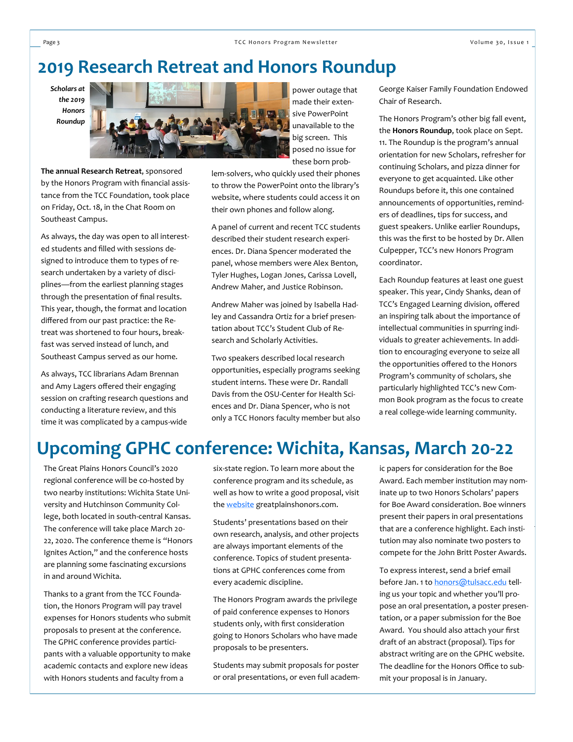# 2019 Research Retreat and Honors Roundup

*Scholars at the 2019 Honors Roundup*

**The annual Research Retreat**, sponsored by the Honors Program with financial assistance from the TCC Foundation, took place on Friday, Oct. 18, in the Chat Room on Southeast Campus.

As always, the day was open to all interested students and filled with sessions designed to introduce them to types of research undertaken by a variety of disciplines—from the earliest planning stages through the presentation of final results. This year, though, the format and location differed from our past practice: the Retreat was shortened to four hours, breakfast was served instead of lunch, and Southeast Campus served as our home.

As always, TCC librarians Adam Brennan and Amy Lagers offered their engaging session on crafting research questions and conducting a literature review, and this time it was complicated by a campus-wide power outage that made their extensive PowerPoint unavailable to the big screen. This posed no issue for these born problem-solvers, who quickly used their phones to throw the PowerPoint onto the library's website, where students could access it on their own phones and follow along.

A panel of current and recent TCC students described their student research experiences. Dr. Diana Spencer moderated the panel, whose members were Alex Benton, Tyler Hughes, Logan Jones, Carissa Lovell, Andrew Maher, and Justice Robinson.

Andrew Maher was joined by Isabella Hadley and Cassandra Ortiz for a brief presentation about TCC's Student Club of Research and Scholarly Activities.

Two speakers described local research opportunities, especially programs seeking student interns. These were Dr. Randall Davis from the OSU-Center for Health Sciences and Dr. Diana Spencer, who is not only a TCC Honors faculty member but also George Kaiser Family Foundation Endowed Chair of Research.

The Honors Program's other big fall event, the **Honors Roundup**, took place on Sept. 11. The Roundup is the program's annual orientation for new Scholars, refresher for continuing Scholars, and pizza dinner for everyone to get acquainted. Like other Roundups before it, this one contained announcements of opportunities, reminders of deadlines, tips for success, and guest speakers. Unlike earlier Roundups, this was the first to be hosted by Dr. Allen Culpepper, TCC's new Honors Program coordinator.

Each Roundup features at least one guest speaker. This year, Cindy Shanks, dean of TCC's Engaged Learning division, offered an inspiring talk about the importance of intellectual communities in spurring individuals to greater achievements. In addition to encouraging everyone to seize all the opportunities offered to the Honors Program's community of scholars, she particularly highlighted TCC's new Common Book program as the focus to create a real college-wide learning community.

# Upcoming GPHC conference: Wichita, Kansas, March 20-22

The Great Plains Honors Council's 2020 regional conference will be co-hosted by two nearby institutions: Wichita State University and Hutchinson Community College, both located in south-central Kansas. The conference will take place March 20-22, 2020. The conference theme is "Honors Ignites Action," and the conference hosts are planning some fascinating excursions in and around Wichita.

Thanks to a grant from the TCC Foundation, the Honors Program will pay travel expenses for Honors students who submit proposals to present at the conference. The GPHC conference provides participants with a valuable opportunity to make academic contacts and explore new ideas with Honors students and faculty from a six-state region. To learn more about the conference program and its schedule, as well as how to write a good proposal, visit the [website](greatplainshonors.com) greatplainshonors.com.

Students' presentations based on their own research, analysis, and other projects are always important elements of the conference. Topics of student presentations at GPHC conferences come from every academic discipline.

The Honors Program awards the privilege of paid conference expenses to Honors students only, with first consideration going to Honors Scholars who have made proposals to be presenters.

Students may submit proposals for poster or oral presentations, or even full academic papers for consideration for the Boe Award. Each member institution may nominate up to two Honors Scholars' papers for Boe Award consideration. Boe winners present their papers in oral presentations that are a conference highlight. Each institution may also nominate two posters to compete for the John Britt Poster Awards.

To express interest, send a brief email before Jan. 1 to [honors@tulsacc.edu](mailto:honors@tulsacc.edu) telling us your topic and whether you'll propose an oral presentation, a poster presentation, or a paper submission for the Boe Award. You should also attach your first draft of an abstract (proposal). Tips for abstract writing are on the GPHC website. The deadline for the Honors Office to submit your proposal is in January.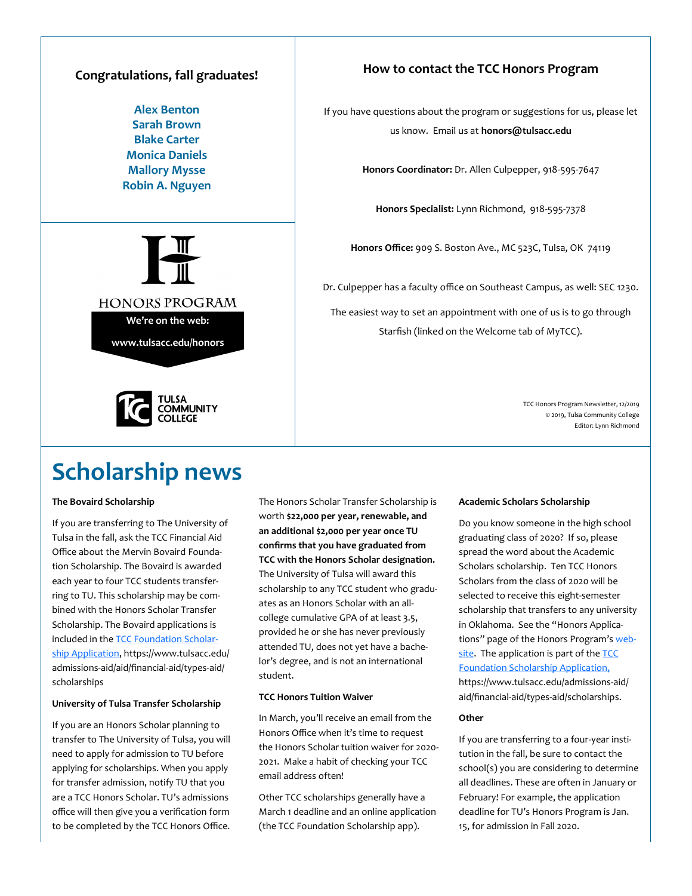### Congratulations, fall graduates!

**Alex Benton**
**Sarah Brown**
**Blake Carter**
**Monica Daniels**
**Mallory Mysse**
**Robin A. Nguyen**

HONORS PROGRAM

**We're on the web:**

**www.tulsacc.edu/honors**

TULSA COMMUNITY COLLEGE

### How to contact the TCC Honors Program

If you have questions about the program or suggestions for us, please let us know. Email us at **honors@tulsacc.edu**

**Honors Coordinator:** Dr. Allen Culpepper, 918-595-7647

**Honors Specialist:** Lynn Richmond, 918-595-7378

**Honors Office:** 909 S. Boston Ave., MC 523C, Tulsa, OK 74119

Dr. Culpepper has a faculty office on Southeast Campus, as well: SEC 1230.

The easiest way to set an appointment with one of us is to go through Starfish (linked on the Welcome tab of MyTCC).

TCC Honors Program Newsletter, 12/2019
© 2019, Tulsa Community College
Editor: Lynn Richmond

# Scholarship news

**The Bovaird Scholarship**

If you are transferring to The University of Tulsa in the fall, ask the TCC Financial Aid Office about the Mervin Bovaird Foundation Scholarship. The Bovaird is awarded each year to four TCC students transferring to TU. This scholarship may be combined with the Honors Scholar Transfer Scholarship. The Bovaird applications is included in the TCC Foundation Scholarship Application, https://www.tulsacc.edu/admissions-aid/aid/financial-aid/types-aid/scholarships

**University of Tulsa Transfer Scholarship**

If you are an Honors Scholar planning to transfer to The University of Tulsa, you will need to apply for admission to TU before applying for scholarships. When you apply for transfer admission, notify TU that you are a TCC Honors Scholar. TU's admissions office will then give you a verification form to be completed by the TCC Honors Office.

The Honors Scholar Transfer Scholarship is worth **$22,000 per year, renewable, and an additional $2,000 per year once TU confirms that you have graduated from TCC with the Honors Scholar designation.** The University of Tulsa will award this scholarship to any TCC student who graduates as an Honors Scholar with an all-college cumulative GPA of at least 3.5, provided he or she has never previously attended TU, does not yet have a bachelor's degree, and is not an international student.

**TCC Honors Tuition Waiver**

In March, you'll receive an email from the Honors Office when it's time to request the Honors Scholar tuition waiver for 2020-2021. Make a habit of checking your TCC email address often!

Other TCC scholarships generally have a March 1 deadline and an online application (the TCC Foundation Scholarship app).

**Academic Scholars Scholarship**

Do you know someone in the high school graduating class of 2020? If so, please spread the word about the Academic Scholars scholarship. Ten TCC Honors Scholars from the class of 2020 will be selected to receive this eight-semester scholarship that transfers to any university in Oklahoma. See the "Honors Applications" page of the Honors Program's website. The application is part of the TCC Foundation Scholarship Application, https://www.tulsacc.edu/admissions-aid/aid/financial-aid/types-aid/scholarships.

**Other**

If you are transferring to a four-year institution in the fall, be sure to contact the school(s) you are considering to determine all deadlines. These are often in January or February! For example, the application deadline for TU's Honors Program is Jan. 15, for admission in Fall 2020.